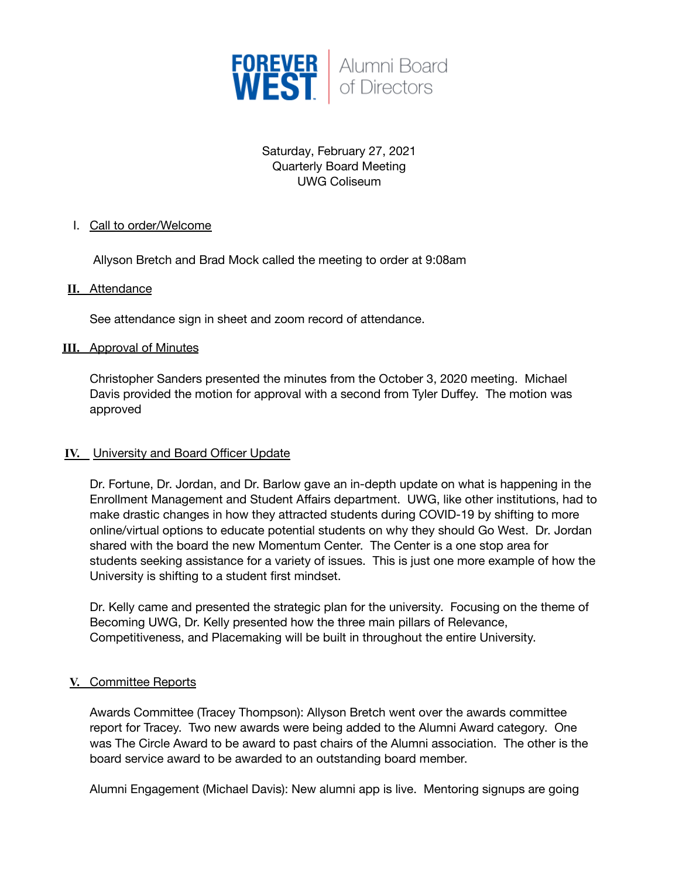**FOREVER WEST** | Alumni Board of Directors

Saturday, February 27, 2021
Quarterly Board Meeting
UWG Coliseum

I. Call to order/Welcome

Allyson Bretch and Brad Mock called the meeting to order at 9:08am

II. Attendance

See attendance sign in sheet and zoom record of attendance.

III. Approval of Minutes

Christopher Sanders presented the minutes from the October 3, 2020 meeting. Michael Davis provided the motion for approval with a second from Tyler Duffey. The motion was approved

IV. University and Board Officer Update

Dr. Fortune, Dr. Jordan, and Dr. Barlow gave an in-depth update on what is happening in the Enrollment Management and Student Affairs department. UWG, like other institutions, had to make drastic changes in how they attracted students during COVID-19 by shifting to more online/virtual options to educate potential students on why they should Go West. Dr. Jordan shared with the board the new Momentum Center. The Center is a one stop area for students seeking assistance for a variety of issues. This is just one more example of how the University is shifting to a student first mindset.

Dr. Kelly came and presented the strategic plan for the university. Focusing on the theme of Becoming UWG, Dr. Kelly presented how the three main pillars of Relevance, Competitiveness, and Placemaking will be built in throughout the entire University.

V. Committee Reports

Awards Committee (Tracey Thompson): Allyson Bretch went over the awards committee report for Tracey. Two new awards were being added to the Alumni Award category. One was The Circle Award to be award to past chairs of the Alumni association. The other is the board service award to be awarded to an outstanding board member.

Alumni Engagement (Michael Davis): New alumni app is live. Mentoring signups are going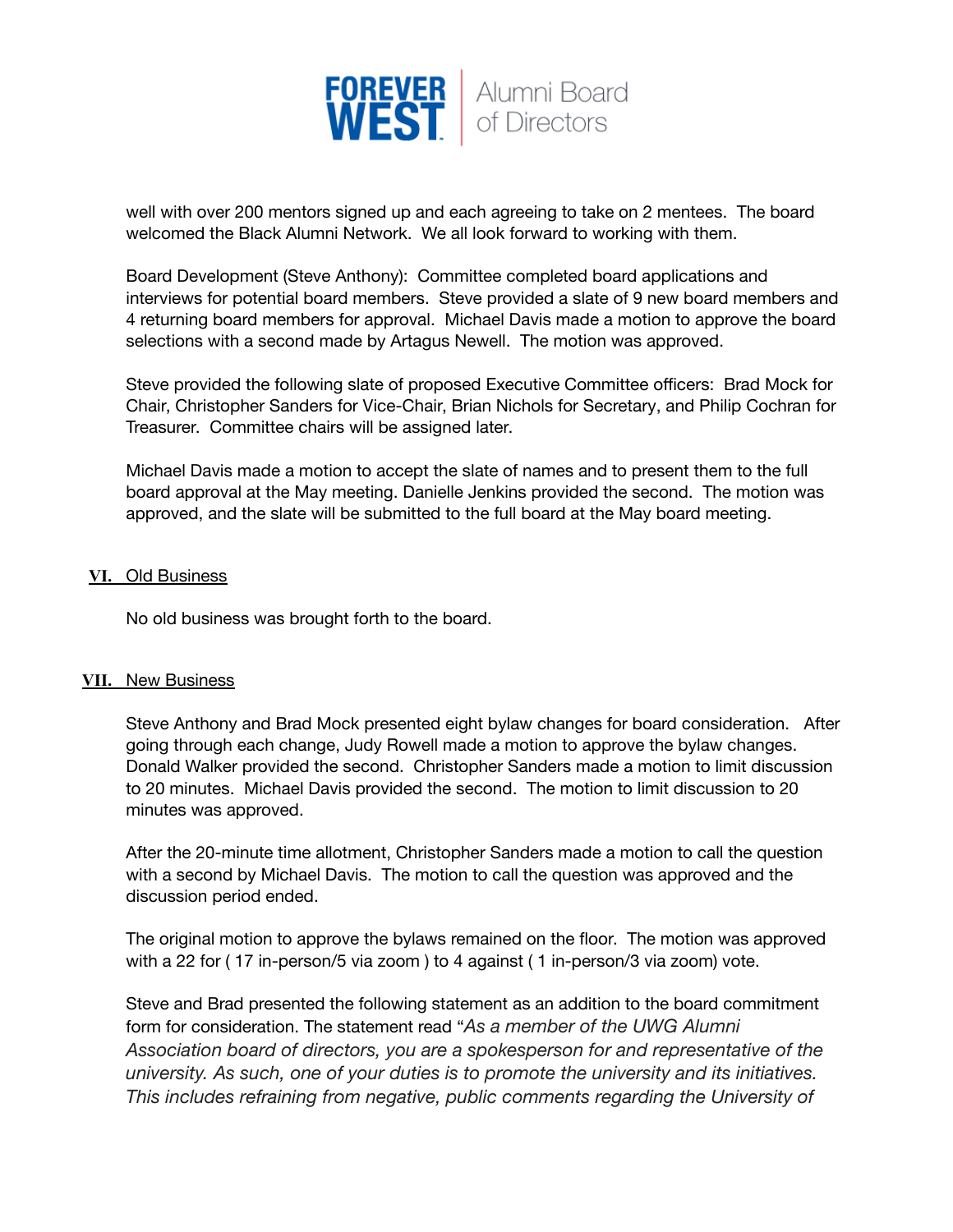well with over 200 mentors signed up and each agreeing to take on 2 mentees. The board welcomed the Black Alumni Network. We all look forward to working with them.

Board Development (Steve Anthony): Committee completed board applications and interviews for potential board members. Steve provided a slate of 9 new board members and 4 returning board members for approval. Michael Davis made a motion to approve the board selections with a second made by Artagus Newell. The motion was approved.

Steve provided the following slate of proposed Executive Committee officers: Brad Mock for Chair, Christopher Sanders for Vice-Chair, Brian Nichols for Secretary, and Philip Cochran for Treasurer. Committee chairs will be assigned later.

Michael Davis made a motion to accept the slate of names and to present them to the full board approval at the May meeting. Danielle Jenkins provided the second. The motion was approved, and the slate will be submitted to the full board at the May board meeting.

## VI. Old Business

No old business was brought forth to the board.

## VII. New Business

Steve Anthony and Brad Mock presented eight bylaw changes for board consideration. After going through each change, Judy Rowell made a motion to approve the bylaw changes. Donald Walker provided the second. Christopher Sanders made a motion to limit discussion to 20 minutes. Michael Davis provided the second. The motion to limit discussion to 20 minutes was approved.

After the 20-minute time allotment, Christopher Sanders made a motion to call the question with a second by Michael Davis. The motion to call the question was approved and the discussion period ended.

The original motion to approve the bylaws remained on the floor. The motion was approved with a 22 for ( 17 in-person/5 via zoom ) to 4 against ( 1 in-person/3 via zoom) vote.

Steve and Brad presented the following statement as an addition to the board commitment form for consideration. The statement read "*As a member of the UWG Alumni Association board of directors, you are a spokesperson for and representative of the university. As such, one of your duties is to promote the university and its initiatives. This includes refraining from negative, public comments regarding the University of*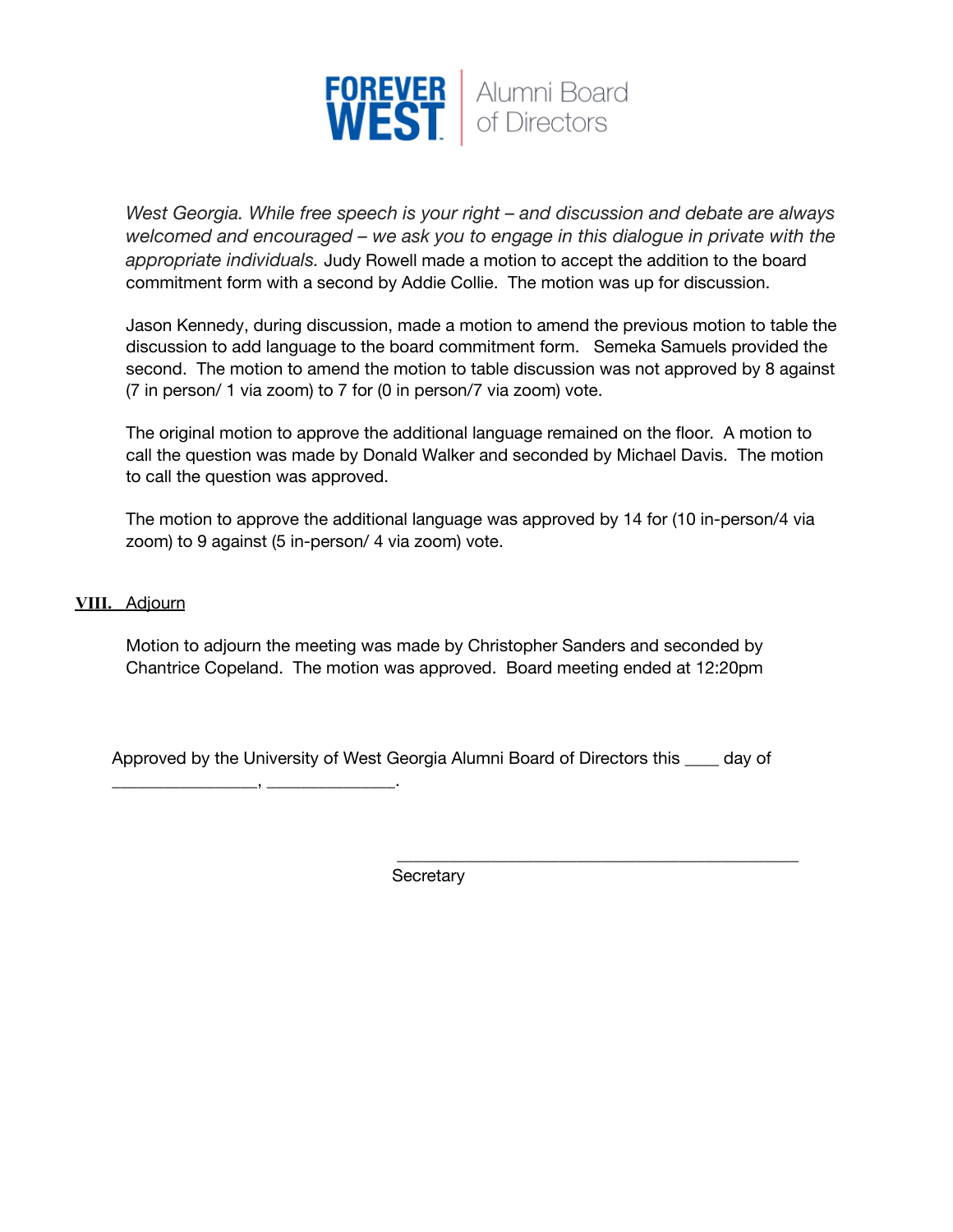*West Georgia. While free speech is your right – and discussion and debate are always welcomed and encouraged – we ask you to engage in this dialogue in private with the appropriate individuals.* Judy Rowell made a motion to accept the addition to the board commitment form with a second by Addie Collie. The motion was up for discussion.

Jason Kennedy, during discussion, made a motion to amend the previous motion to table the discussion to add language to the board commitment form. Semeka Samuels provided the second. The motion to amend the motion to table discussion was not approved by 8 against (7 in person/ 1 via zoom) to 7 for (0 in person/7 via zoom) vote.

The original motion to approve the additional language remained on the floor. A motion to call the question was made by Donald Walker and seconded by Michael Davis. The motion to call the question was approved.

The motion to approve the additional language was approved by 14 for (10 in-person/4 via zoom) to 9 against (5 in-person/ 4 via zoom) vote.

## VIII. Adjourn

Motion to adjourn the meeting was made by Christopher Sanders and seconded by Chantrice Copeland. The motion was approved. Board meeting ended at 12:20pm

Approved by the University of West Georgia Alumni Board of Directors this ____ day of ________________, ______________.

_______________________________________________

Secretary